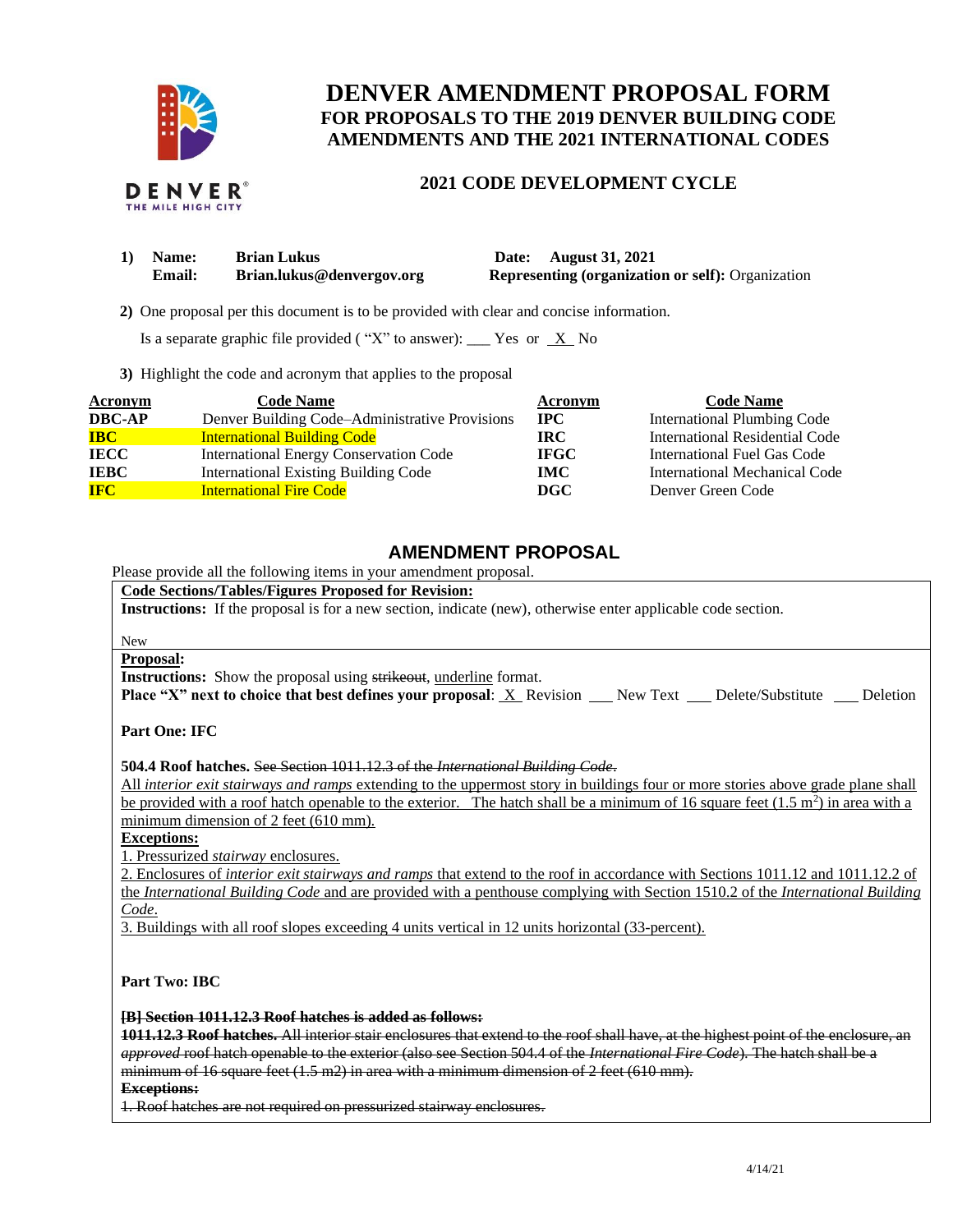# DENVER AMENDMENT PROPOSAL FORM

## FOR PROPOSALS TO THE 2019 DENVER BUILDING CODE AMENDMENTS AND THE 2021 INTERNATIONAL CODES

### 2021 CODE DEVELOPMENT CYCLE

**1) Name:** **Brian Lukus** **Date: August 31, 2021**
**Email:** **Brian.lukus@denvergov.org** **Representing (organization or self):** Organization

**2)** One proposal per this document is to be provided with clear and concise information.

Is a separate graphic file provided ( "X" to answer): \_\_\_ Yes or \_X\_ No

**3)** Highlight the code and acronym that applies to the proposal

| Acronym | Code Name | Acronym | Code Name |
|---|---|---|---|
| **DBC-AP** | Denver Building Code–Administrative Provisions | **IPC** | International Plumbing Code |
| **IBC** | International Building Code | **IRC** | International Residential Code |
| **IECC** | International Energy Conservation Code | **IFGC** | International Fuel Gas Code |
| **IEBC** | International Existing Building Code | **IMC** | International Mechanical Code |
| **IFC** | International Fire Code | **DGC** | Denver Green Code |

## AMENDMENT PROPOSAL

Please provide all the following items in your amendment proposal.

**Code Sections/Tables/Figures Proposed for Revision:**

**Instructions:** If the proposal is for a new section, indicate (new), otherwise enter applicable code section.

New

**Proposal:**

**Instructions:** Show the proposal using ~~strikeout~~, <u>underline</u> format.

**Place "X" next to choice that best defines your proposal**: \_X\_ Revision \_\_\_ New Text \_\_\_ Delete/Substitute \_\_\_ Deletion

**Part One: IFC**

**504.4 Roof hatches.** ~~See Section 1011.12.3 of the *International Building Code*.~~

<u>All *interior exit stairways and ramps* extending to the uppermost story in buildings four or more stories above grade plane shall be provided with a roof hatch openable to the exterior. The hatch shall be a minimum of 16 square feet (1.5 m²) in area with a minimum dimension of 2 feet (610 mm).</u>

**<u>Exceptions:</u>**

<u>1. Pressurized *stairway* enclosures.</u>

<u>2. Enclosures of *interior exit stairways and ramps* that extend to the roof in accordance with Sections 1011.12 and 1011.12.2 of the *International Building Code* and are provided with a penthouse complying with Section 1510.2 of the *International Building Code*.</u>

<u>3. Buildings with all roof slopes exceeding 4 units vertical in 12 units horizontal (33-percent).</u>

**Part Two: IBC**

~~**[B] Section 1011.12.3 Roof hatches is added as follows:**~~

~~**1011.12.3 Roof hatches.** All interior stair enclosures that extend to the roof shall have, at the highest point of the enclosure, an *approved* roof hatch openable to the exterior (also see Section 504.4 of the *International Fire Code*). The hatch shall be a minimum of 16 square feet (1.5 m2) in area with a minimum dimension of 2 feet (610 mm).~~

~~**Exceptions:**~~

~~1. Roof hatches are not required on pressurized stairway enclosures.~~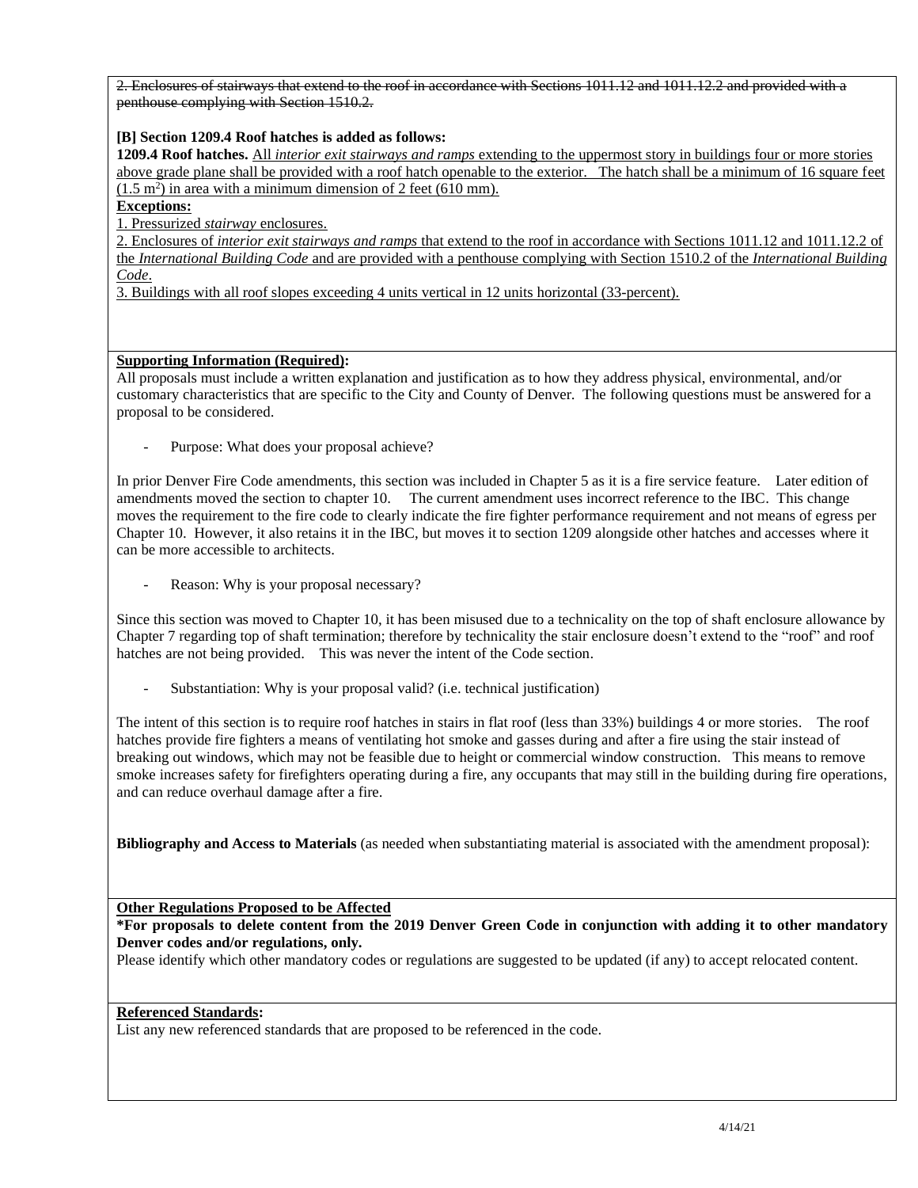~~2. Enclosures of stairways that extend to the roof in accordance with Sections 1011.12 and 1011.12.2 and provided with a penthouse complying with Section 1510.2.~~

**[B] Section 1209.4 Roof hatches is added as follows:**

**1209.4 Roof hatches.** <u>All *interior exit stairways and ramps* extending to the uppermost story in buildings four or more stories above grade plane shall be provided with a roof hatch openable to the exterior. The hatch shall be a minimum of 16 square feet (1.5 $m^2$) in area with a minimum dimension of 2 feet (610 mm).</u>

<u>**Exceptions:**</u>

<u>1. Pressurized *stairway* enclosures.</u>

<u>2. Enclosures of *interior exit stairways and ramps* that extend to the roof in accordance with Sections 1011.12 and 1011.12.2 of the *International Building Code* and are provided with a penthouse complying with Section 1510.2 of the *International Building Code*.</u>

<u>3. Buildings with all roof slopes exceeding 4 units vertical in 12 units horizontal (33-percent).</u>

**<u>Supporting Information (Required)</u>:**

All proposals must include a written explanation and justification as to how they address physical, environmental, and/or customary characteristics that are specific to the City and County of Denver. The following questions must be answered for a proposal to be considered.

- Purpose: What does your proposal achieve?

In prior Denver Fire Code amendments, this section was included in Chapter 5 as it is a fire service feature. Later edition of amendments moved the section to chapter 10. The current amendment uses incorrect reference to the IBC. This change moves the requirement to the fire code to clearly indicate the fire fighter performance requirement and not means of egress per Chapter 10. However, it also retains it in the IBC, but moves it to section 1209 alongside other hatches and accesses where it can be more accessible to architects.

- Reason: Why is your proposal necessary?

Since this section was moved to Chapter 10, it has been misused due to a technicality on the top of shaft enclosure allowance by Chapter 7 regarding top of shaft termination; therefore by technicality the stair enclosure doesn't extend to the "roof" and roof hatches are not being provided. This was never the intent of the Code section.

- Substantiation: Why is your proposal valid? (i.e. technical justification)

The intent of this section is to require roof hatches in stairs in flat roof (less than 33%) buildings 4 or more stories. The roof hatches provide fire fighters a means of ventilating hot smoke and gasses during and after a fire using the stair instead of breaking out windows, which may not be feasible due to height or commercial window construction. This means to remove smoke increases safety for firefighters operating during a fire, any occupants that may still in the building during fire operations, and can reduce overhaul damage after a fire.

**Bibliography and Access to Materials** (as needed when substantiating material is associated with the amendment proposal):

**<u>Other Regulations Proposed to be Affected</u>**

**\*For proposals to delete content from the 2019 Denver Green Code in conjunction with adding it to other mandatory Denver codes and/or regulations, only.**

Please identify which other mandatory codes or regulations are suggested to be updated (if any) to accept relocated content.

**<u>Referenced Standards</u>:**

List any new referenced standards that are proposed to be referenced in the code.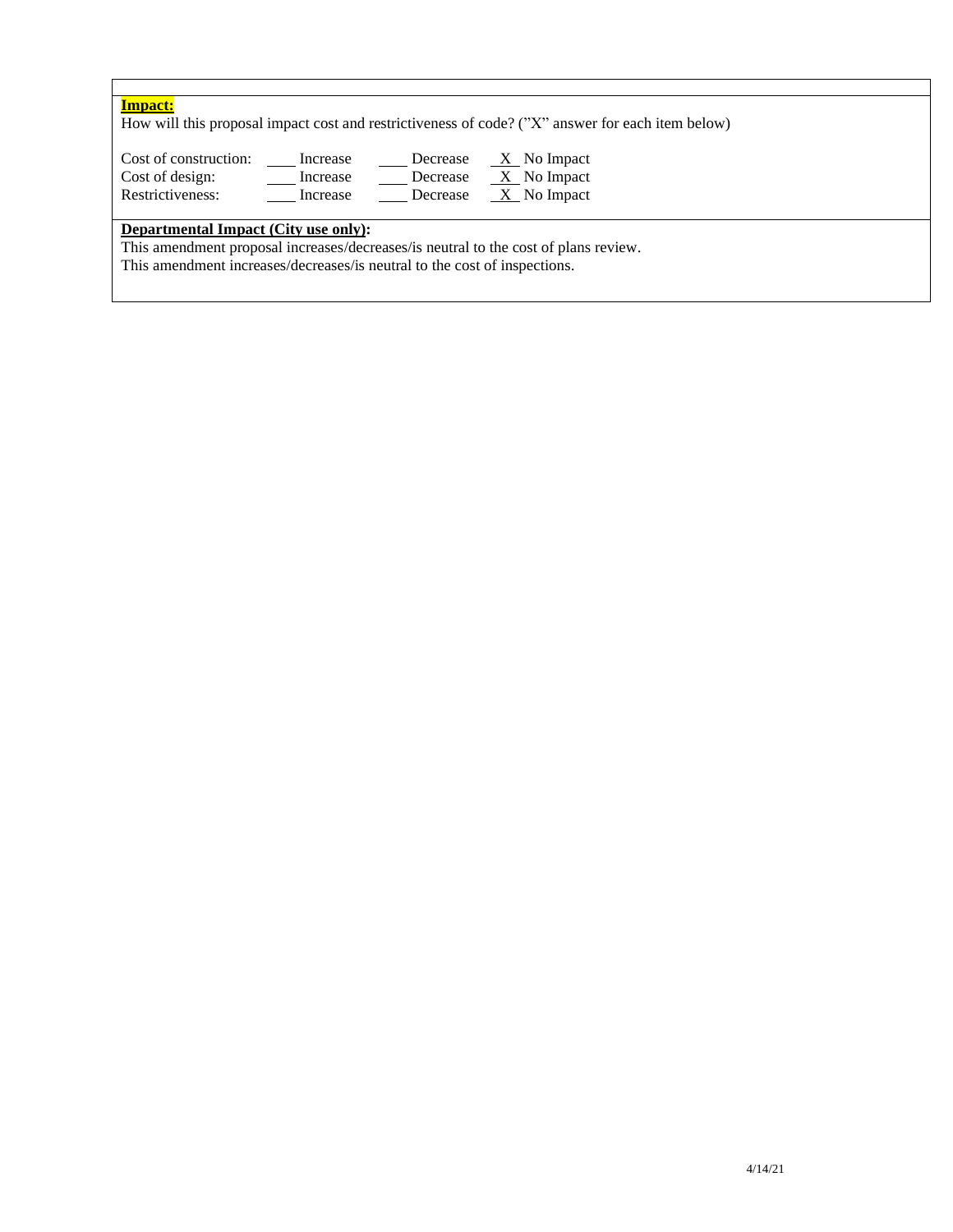**Impact:**

How will this proposal impact cost and restrictiveness of code? (”X” answer for each item below)

| | | | |
|---|---|---|---|
| Cost of construction: | ____ Increase | ____ Decrease | \_X\_ No Impact |
| Cost of design: | ____ Increase | ____ Decrease | \_X\_ No Impact |
| Restrictiveness: | ____ Increase | ____ Decrease | \_X\_ No Impact |

**Departmental Impact (City use only):**

This amendment proposal increases/decreases/is neutral to the cost of plans review.

This amendment increases/decreases/is neutral to the cost of inspections.

4/14/21